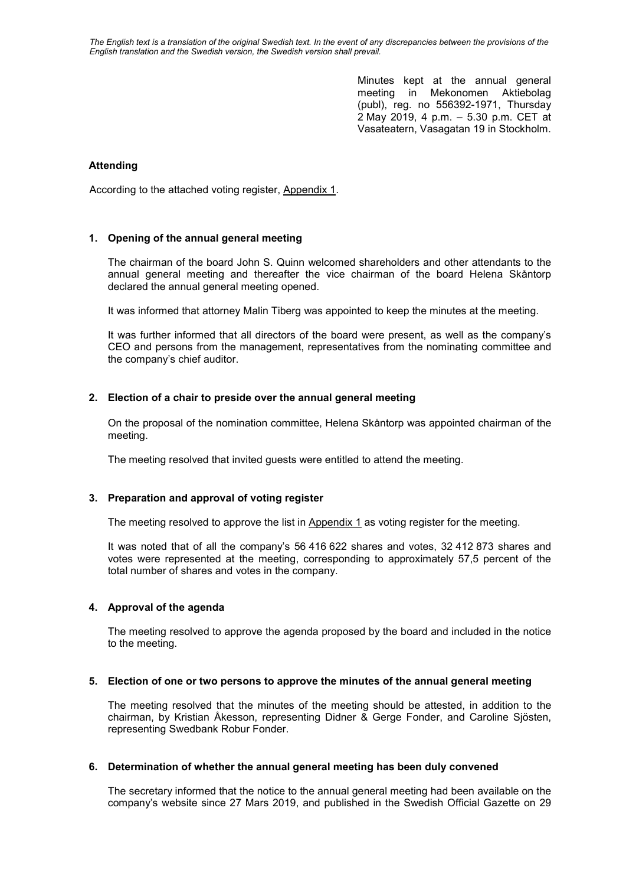*The English text is a translation of the original Swedish text. In the event of any discrepancies between the provisions of the English translation and the Swedish version, the Swedish version shall prevail.*

Minutes kept at the annual general meeting in Mekonomen Aktiebolag (publ), reg. no 556392-1971, Thursday 2 May 2019, 4 p.m. – 5.30 p.m. CET at Vasateatern, Vasagatan 19 in Stockholm.

**Attending**

According to the attached voting register, Appendix 1.

**1. Opening of the annual general meeting**

The chairman of the board John S. Quinn welcomed shareholders and other attendants to the annual general meeting and thereafter the vice chairman of the board Helena Skåntorp declared the annual general meeting opened.

It was informed that attorney Malin Tiberg was appointed to keep the minutes at the meeting.

It was further informed that all directors of the board were present, as well as the company's CEO and persons from the management, representatives from the nominating committee and the company's chief auditor.

**2. Election of a chair to preside over the annual general meeting**

On the proposal of the nomination committee, Helena Skåntorp was appointed chairman of the meeting.

The meeting resolved that invited guests were entitled to attend the meeting.

**3. Preparation and approval of voting register**

The meeting resolved to approve the list in Appendix 1 as voting register for the meeting.

It was noted that of all the company's 56 416 622 shares and votes, 32 412 873 shares and votes were represented at the meeting, corresponding to approximately 57,5 percent of the total number of shares and votes in the company.

**4. Approval of the agenda**

The meeting resolved to approve the agenda proposed by the board and included in the notice to the meeting.

**5. Election of one or two persons to approve the minutes of the annual general meeting**

The meeting resolved that the minutes of the meeting should be attested, in addition to the chairman, by Kristian Åkesson, representing Didner & Gerge Fonder, and Caroline Sjösten, representing Swedbank Robur Fonder.

**6. Determination of whether the annual general meeting has been duly convened**

The secretary informed that the notice to the annual general meeting had been available on the company's website since 27 Mars 2019, and published in the Swedish Official Gazette on 29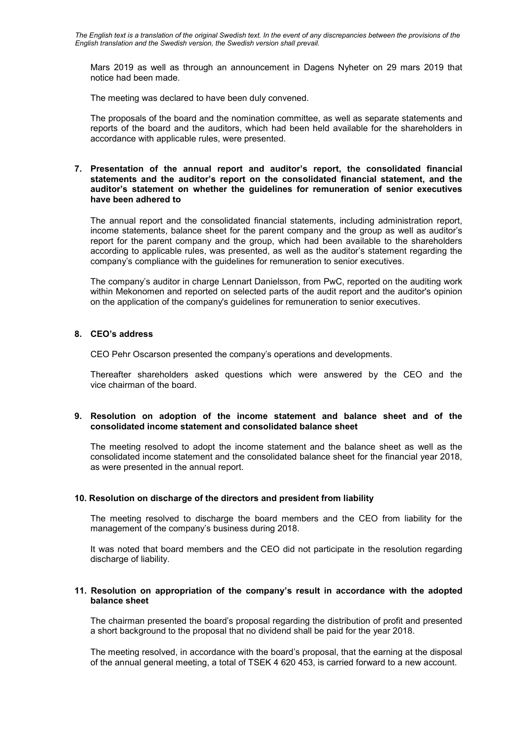*The English text is a translation of the original Swedish text. In the event of any discrepancies between the provisions of the English translation and the Swedish version, the Swedish version shall prevail.*

Mars 2019 as well as through an announcement in Dagens Nyheter on 29 mars 2019 that notice had been made.

The meeting was declared to have been duly convened.

The proposals of the board and the nomination committee, as well as separate statements and reports of the board and the auditors, which had been held available for the shareholders in accordance with applicable rules, were presented.

**7. Presentation of the annual report and auditor's report, the consolidated financial statements and the auditor's report on the consolidated financial statement, and the auditor's statement on whether the guidelines for remuneration of senior executives have been adhered to**

The annual report and the consolidated financial statements, including administration report, income statements, balance sheet for the parent company and the group as well as auditor's report for the parent company and the group, which had been available to the shareholders according to applicable rules, was presented, as well as the auditor's statement regarding the company's compliance with the guidelines for remuneration to senior executives.

The company's auditor in charge Lennart Danielsson, from PwC, reported on the auditing work within Mekonomen and reported on selected parts of the audit report and the auditor's opinion on the application of the company's guidelines for remuneration to senior executives.

**8. CEO's address**

CEO Pehr Oscarson presented the company's operations and developments.

Thereafter shareholders asked questions which were answered by the CEO and the vice chairman of the board.

**9. Resolution on adoption of the income statement and balance sheet and of the consolidated income statement and consolidated balance sheet**

The meeting resolved to adopt the income statement and the balance sheet as well as the consolidated income statement and the consolidated balance sheet for the financial year 2018, as were presented in the annual report.

**10. Resolution on discharge of the directors and president from liability**

The meeting resolved to discharge the board members and the CEO from liability for the management of the company's business during 2018.

It was noted that board members and the CEO did not participate in the resolution regarding discharge of liability.

**11. Resolution on appropriation of the company's result in accordance with the adopted balance sheet**

The chairman presented the board's proposal regarding the distribution of profit and presented a short background to the proposal that no dividend shall be paid for the year 2018.

The meeting resolved, in accordance with the board's proposal, that the earning at the disposal of the annual general meeting, a total of TSEK 4 620 453, is carried forward to a new account.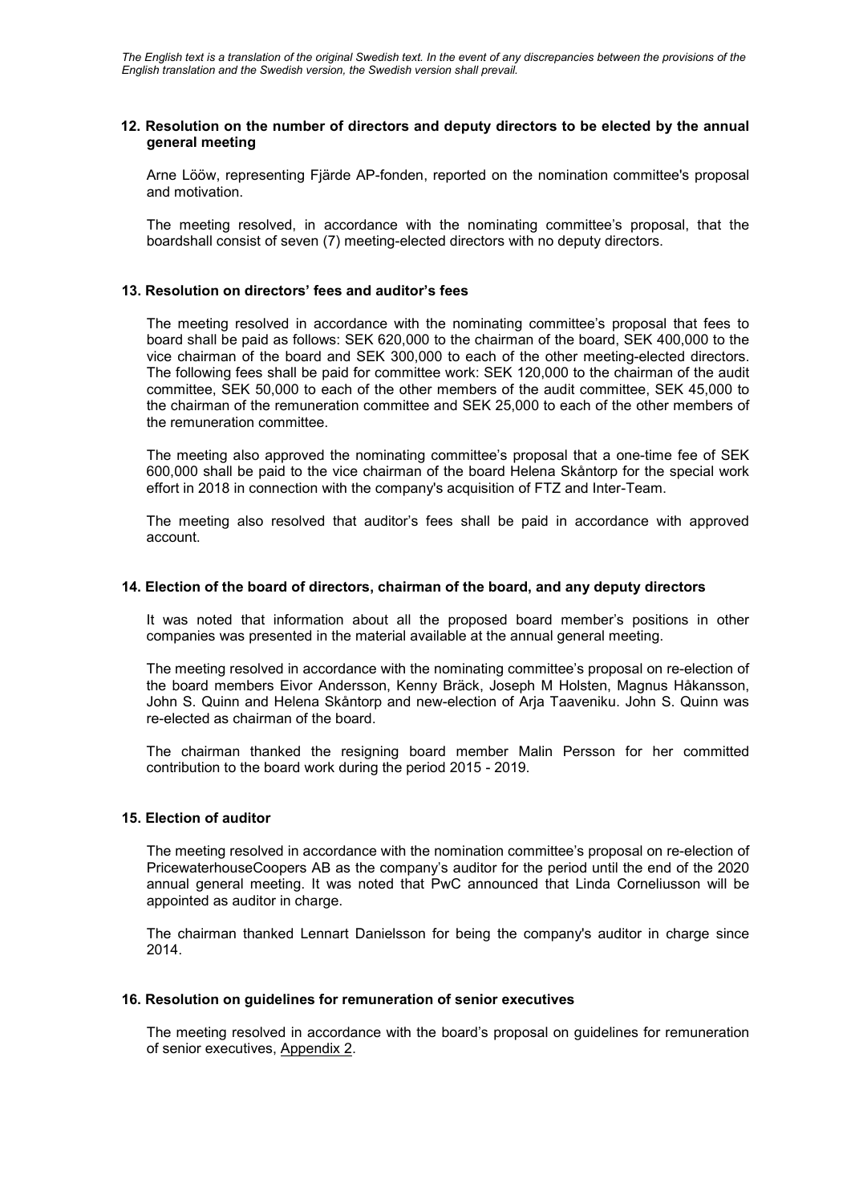*The English text is a translation of the original Swedish text. In the event of any discrepancies between the provisions of the English translation and the Swedish version, the Swedish version shall prevail.*

**12. Resolution on the number of directors and deputy directors to be elected by the annual general meeting**

Arne Lööw, representing Fjärde AP-fonden, reported on the nomination committee's proposal and motivation.

The meeting resolved, in accordance with the nominating committee's proposal, that the boardshall consist of seven (7) meeting-elected directors with no deputy directors.

**13. Resolution on directors' fees and auditor's fees**

The meeting resolved in accordance with the nominating committee's proposal that fees to board shall be paid as follows: SEK 620,000 to the chairman of the board, SEK 400,000 to the vice chairman of the board and SEK 300,000 to each of the other meeting-elected directors. The following fees shall be paid for committee work: SEK 120,000 to the chairman of the audit committee, SEK 50,000 to each of the other members of the audit committee, SEK 45,000 to the chairman of the remuneration committee and SEK 25,000 to each of the other members of the remuneration committee.

The meeting also approved the nominating committee's proposal that a one-time fee of SEK 600,000 shall be paid to the vice chairman of the board Helena Skåntorp for the special work effort in 2018 in connection with the company's acquisition of FTZ and Inter-Team.

The meeting also resolved that auditor's fees shall be paid in accordance with approved account.

**14. Election of the board of directors, chairman of the board, and any deputy directors**

It was noted that information about all the proposed board member's positions in other companies was presented in the material available at the annual general meeting.

The meeting resolved in accordance with the nominating committee's proposal on re-election of the board members Eivor Andersson, Kenny Bräck, Joseph M Holsten, Magnus Håkansson, John S. Quinn and Helena Skåntorp and new-election of Arja Taaveniku. John S. Quinn was re-elected as chairman of the board.

The chairman thanked the resigning board member Malin Persson for her committed contribution to the board work during the period 2015 - 2019.

**15. Election of auditor**

The meeting resolved in accordance with the nomination committee's proposal on re-election of PricewaterhouseCoopers AB as the company's auditor for the period until the end of the 2020 annual general meeting. It was noted that PwC announced that Linda Corneliusson will be appointed as auditor in charge.

The chairman thanked Lennart Danielsson for being the company's auditor in charge since 2014.

**16. Resolution on guidelines for remuneration of senior executives**

The meeting resolved in accordance with the board's proposal on guidelines for remuneration of senior executives, Appendix 2.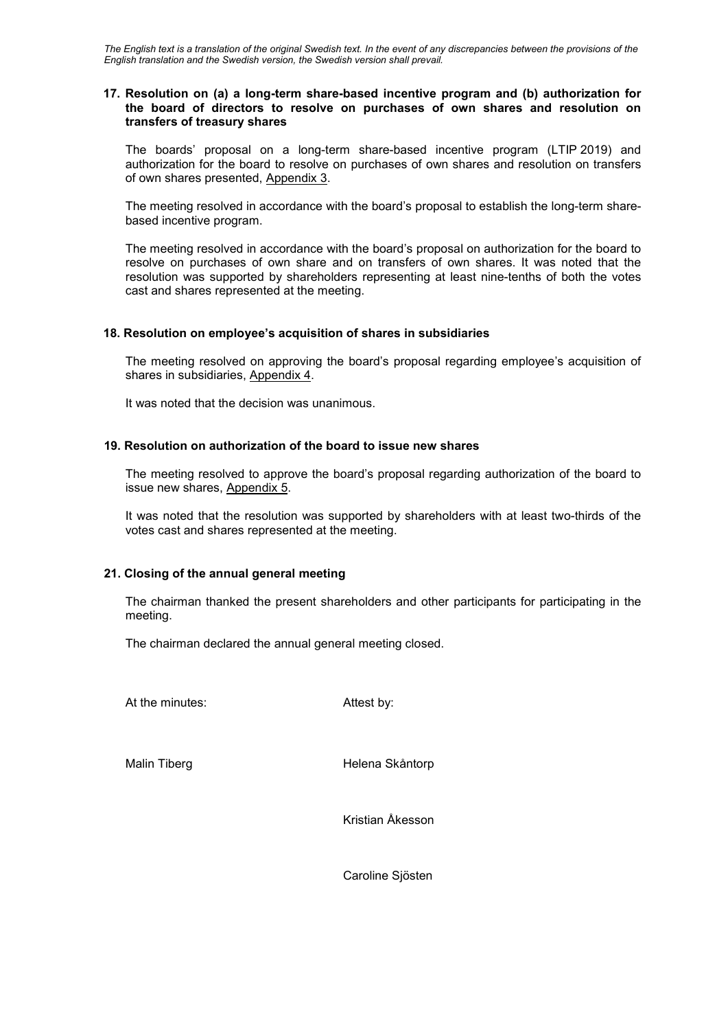*The English text is a translation of the original Swedish text. In the event of any discrepancies between the provisions of the English translation and the Swedish version, the Swedish version shall prevail.*

**17. Resolution on (a) a long-term share-based incentive program and (b) authorization for the board of directors to resolve on purchases of own shares and resolution on transfers of treasury shares**

The boards' proposal on a long-term share-based incentive program (LTIP 2019) and authorization for the board to resolve on purchases of own shares and resolution on transfers of own shares presented, Appendix 3.

The meeting resolved in accordance with the board's proposal to establish the long-term share-based incentive program.

The meeting resolved in accordance with the board's proposal on authorization for the board to resolve on purchases of own share and on transfers of own shares. It was noted that the resolution was supported by shareholders representing at least nine-tenths of both the votes cast and shares represented at the meeting.

**18. Resolution on employee's acquisition of shares in subsidiaries**

The meeting resolved on approving the board's proposal regarding employee's acquisition of shares in subsidiaries, Appendix 4.

It was noted that the decision was unanimous.

**19. Resolution on authorization of the board to issue new shares**

The meeting resolved to approve the board's proposal regarding authorization of the board to issue new shares, Appendix 5.

It was noted that the resolution was supported by shareholders with at least two-thirds of the votes cast and shares represented at the meeting.

**21. Closing of the annual general meeting**

The chairman thanked the present shareholders and other participants for participating in the meeting.

The chairman declared the annual general meeting closed.

| | |
|---|---|
| At the minutes: | Attest by: |
| Malin Tiberg | Helena Skåntorp |
| | Kristian Åkesson |
| | Caroline Sjösten |